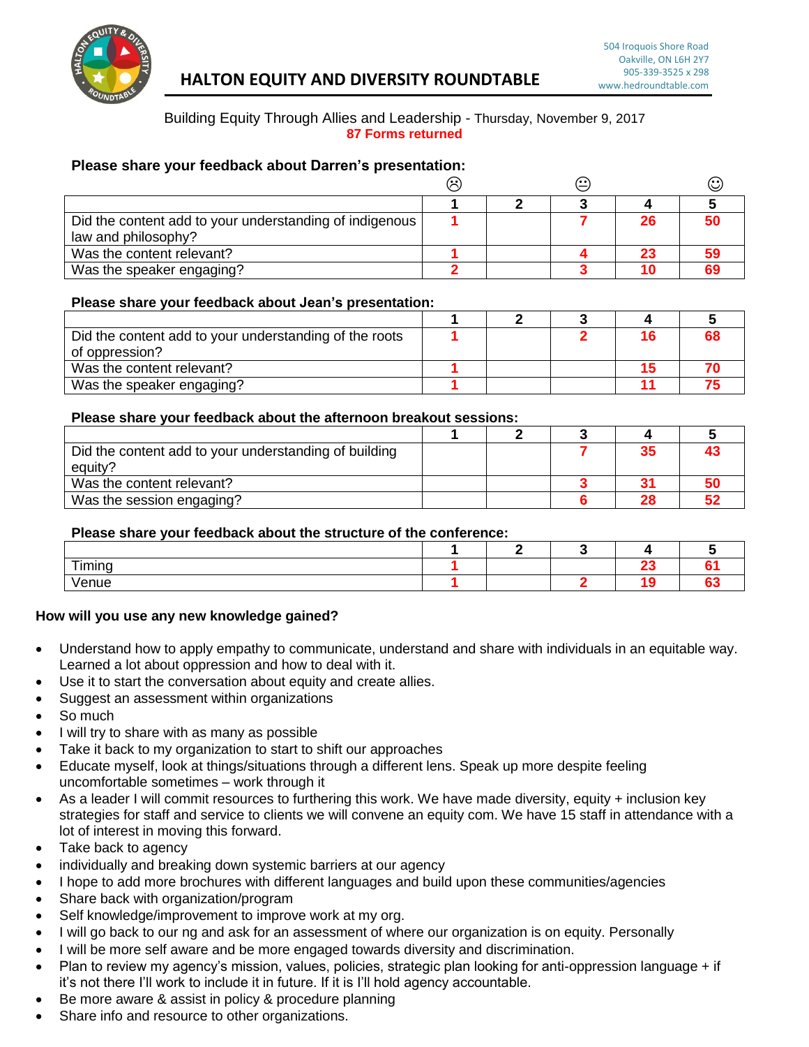# HALTON EQUITY AND DIVERSITY ROUNDTABLE

504 Iroquois Shore Road
Oakville, ON L6H 2Y7
905-339-3525 x 298
www.hedroundtable.com

Building Equity Through Allies and Leadership - Thursday, November 9, 2017
**87 Forms returned**

**Please share your feedback about Darren's presentation:**

| | ☹ 1 | 2 | 😐 3 | 4 | ☺ 5 |
|---|---|---|---|---|---|
| Did the content add to your understanding of indigenous law and philosophy? | 1 | | 7 | 26 | 50 |
| Was the content relevant? | 1 | | 4 | 23 | 59 |
| Was the speaker engaging? | 2 | | 3 | 10 | 69 |

**Please share your feedback about Jean's presentation:**

| | 1 | 2 | 3 | 4 | 5 |
|---|---|---|---|---|---|
| Did the content add to your understanding of the roots of oppression? | 1 | | 2 | 16 | 68 |
| Was the content relevant? | 1 | | | 15 | 70 |
| Was the speaker engaging? | 1 | | | 11 | 75 |

**Please share your feedback about the afternoon breakout sessions:**

| | 1 | 2 | 3 | 4 | 5 |
|---|---|---|---|---|---|
| Did the content add to your understanding of building equity? | | | 7 | 35 | 43 |
| Was the content relevant? | | | 3 | 31 | 50 |
| Was the session engaging? | | | 6 | 28 | 52 |

**Please share your feedback about the structure of the conference:**

| | 1 | 2 | 3 | 4 | 5 |
|---|---|---|---|---|---|
| Timing | 1 | | | 23 | 61 |
| Venue | 1 | | 2 | 19 | 63 |

**How will you use any new knowledge gained?**

- Understand how to apply empathy to communicate, understand and share with individuals in an equitable way. Learned a lot about oppression and how to deal with it.
- Use it to start the conversation about equity and create allies.
- Suggest an assessment within organizations
- So much
- I will try to share with as many as possible
- Take it back to my organization to start to shift our approaches
- Educate myself, look at things/situations through a different lens. Speak up more despite feeling uncomfortable sometimes – work through it
- As a leader I will commit resources to furthering this work. We have made diversity, equity + inclusion key strategies for staff and service to clients we will convene an equity com. We have 15 staff in attendance with a lot of interest in moving this forward.
- Take back to agency
- individually and breaking down systemic barriers at our agency
- I hope to add more brochures with different languages and build upon these communities/agencies
- Share back with organization/program
- Self knowledge/improvement to improve work at my org.
- I will go back to our ng and ask for an assessment of where our organization is on equity. Personally
- I will be more self aware and be more engaged towards diversity and discrimination.
- Plan to review my agency's mission, values, policies, strategic plan looking for anti-oppression language + if it's not there I'll work to include it in future. If it is I'll hold agency accountable.
- Be more aware & assist in policy & procedure planning
- Share info and resource to other organizations.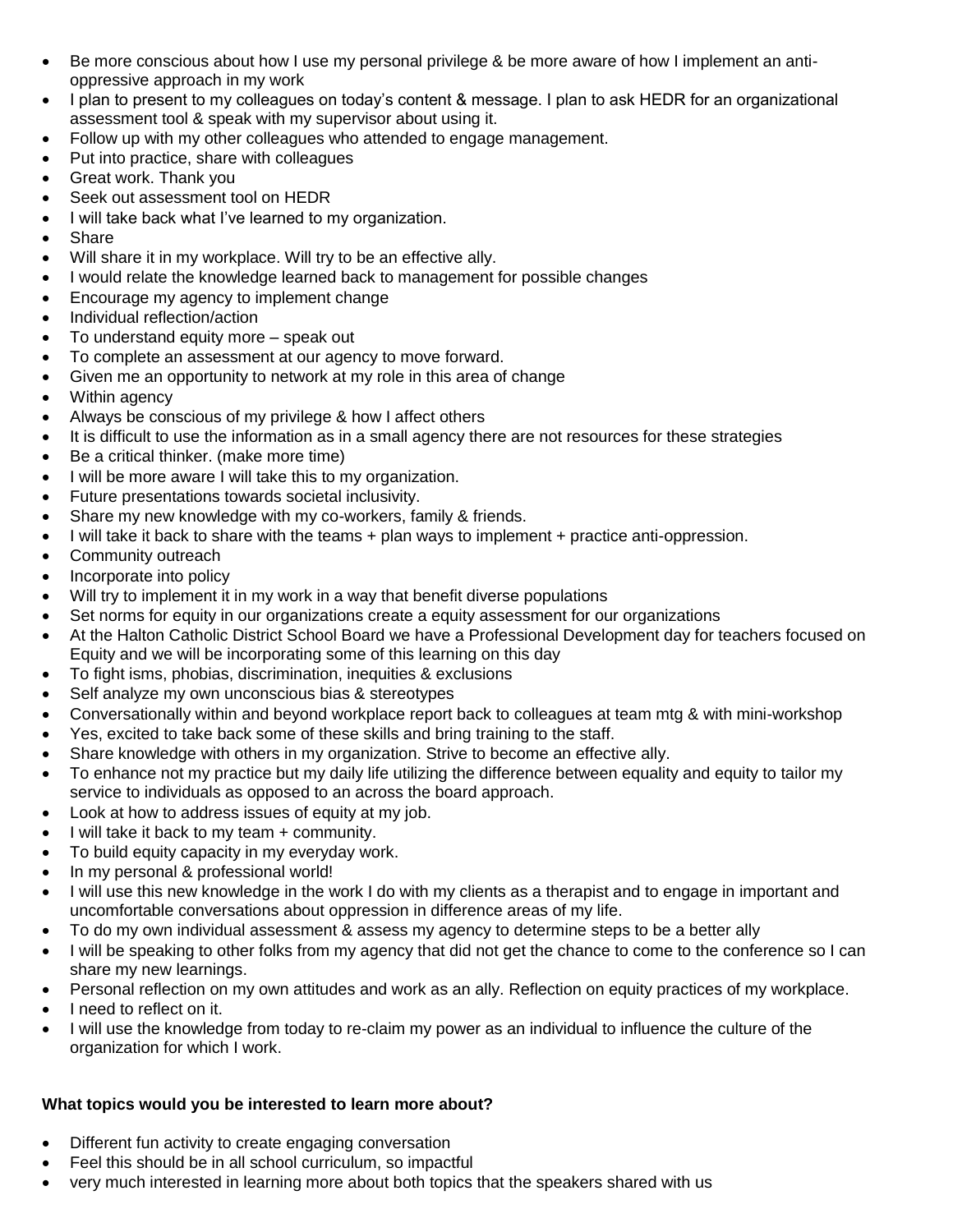- Be more conscious about how I use my personal privilege & be more aware of how I implement an anti-oppressive approach in my work
- I plan to present to my colleagues on today's content & message. I plan to ask HEDR for an organizational assessment tool & speak with my supervisor about using it.
- Follow up with my other colleagues who attended to engage management.
- Put into practice, share with colleagues
- Great work. Thank you
- Seek out assessment tool on HEDR
- I will take back what I've learned to my organization.
- Share
- Will share it in my workplace. Will try to be an effective ally.
- I would relate the knowledge learned back to management for possible changes
- Encourage my agency to implement change
- Individual reflection/action
- To understand equity more – speak out
- To complete an assessment at our agency to move forward.
- Given me an opportunity to network at my role in this area of change
- Within agency
- Always be conscious of my privilege & how I affect others
- It is difficult to use the information as in a small agency there are not resources for these strategies
- Be a critical thinker. (make more time)
- I will be more aware I will take this to my organization.
- Future presentations towards societal inclusivity.
- Share my new knowledge with my co-workers, family & friends.
- I will take it back to share with the teams + plan ways to implement + practice anti-oppression.
- Community outreach
- Incorporate into policy
- Will try to implement it in my work in a way that benefit diverse populations
- Set norms for equity in our organizations create a equity assessment for our organizations
- At the Halton Catholic District School Board we have a Professional Development day for teachers focused on Equity and we will be incorporating some of this learning on this day
- To fight isms, phobias, discrimination, inequities & exclusions
- Self analyze my own unconscious bias & stereotypes
- Conversationally within and beyond workplace report back to colleagues at team mtg & with mini-workshop
- Yes, excited to take back some of these skills and bring training to the staff.
- Share knowledge with others in my organization. Strive to become an effective ally.
- To enhance not my practice but my daily life utilizing the difference between equality and equity to tailor my service to individuals as opposed to an across the board approach.
- Look at how to address issues of equity at my job.
- I will take it back to my team + community.
- To build equity capacity in my everyday work.
- In my personal & professional world!
- I will use this new knowledge in the work I do with my clients as a therapist and to engage in important and uncomfortable conversations about oppression in difference areas of my life.
- To do my own individual assessment & assess my agency to determine steps to be a better ally
- I will be speaking to other folks from my agency that did not get the chance to come to the conference so I can share my new learnings.
- Personal reflection on my own attitudes and work as an ally. Reflection on equity practices of my workplace.
- I need to reflect on it.
- I will use the knowledge from today to re-claim my power as an individual to influence the culture of the organization for which I work.

**What topics would you be interested to learn more about?**

- Different fun activity to create engaging conversation
- Feel this should be in all school curriculum, so impactful
- very much interested in learning more about both topics that the speakers shared with us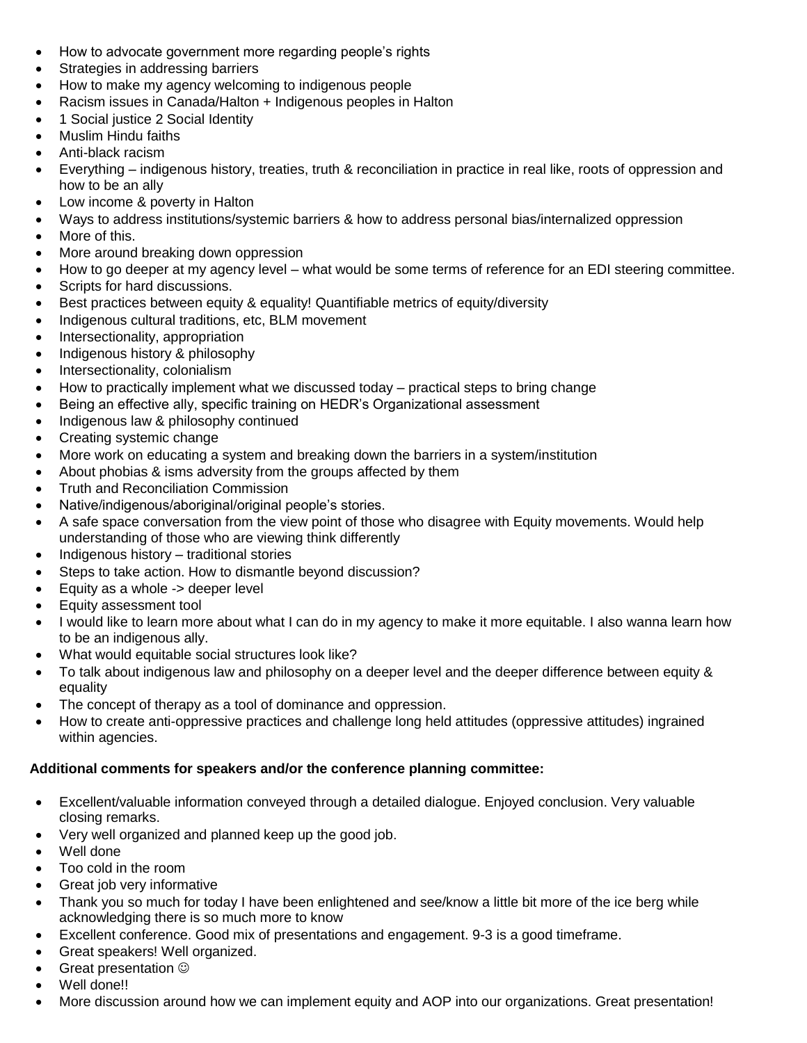- How to advocate government more regarding people's rights
- Strategies in addressing barriers
- How to make my agency welcoming to indigenous people
- Racism issues in Canada/Halton + Indigenous peoples in Halton
- 1 Social justice 2 Social Identity
- Muslim Hindu faiths
- Anti-black racism
- Everything – indigenous history, treaties, truth & reconciliation in practice in real like, roots of oppression and how to be an ally
- Low income & poverty in Halton
- Ways to address institutions/systemic barriers & how to address personal bias/internalized oppression
- More of this.
- More around breaking down oppression
- How to go deeper at my agency level – what would be some terms of reference for an EDI steering committee.
- Scripts for hard discussions.
- Best practices between equity & equality! Quantifiable metrics of equity/diversity
- Indigenous cultural traditions, etc, BLM movement
- Intersectionality, appropriation
- Indigenous history & philosophy
- Intersectionality, colonialism
- How to practically implement what we discussed today – practical steps to bring change
- Being an effective ally, specific training on HEDR's Organizational assessment
- Indigenous law & philosophy continued
- Creating systemic change
- More work on educating a system and breaking down the barriers in a system/institution
- About phobias & isms adversity from the groups affected by them
- Truth and Reconciliation Commission
- Native/indigenous/aboriginal/original people's stories.
- A safe space conversation from the view point of those who disagree with Equity movements. Would help understanding of those who are viewing think differently
- Indigenous history – traditional stories
- Steps to take action. How to dismantle beyond discussion?
- Equity as a whole -> deeper level
- Equity assessment tool
- I would like to learn more about what I can do in my agency to make it more equitable. I also wanna learn how to be an indigenous ally.
- What would equitable social structures look like?
- To talk about indigenous law and philosophy on a deeper level and the deeper difference between equity & equality
- The concept of therapy as a tool of dominance and oppression.
- How to create anti-oppressive practices and challenge long held attitudes (oppressive attitudes) ingrained within agencies.

**Additional comments for speakers and/or the conference planning committee:**

- Excellent/valuable information conveyed through a detailed dialogue. Enjoyed conclusion. Very valuable closing remarks.
- Very well organized and planned keep up the good job.
- Well done
- Too cold in the room
- Great job very informative
- Thank you so much for today I have been enlightened and see/know a little bit more of the ice berg while acknowledging there is so much more to know
- Excellent conference. Good mix of presentations and engagement. 9-3 is a good timeframe.
- Great speakers! Well organized.
- Great presentation ☺
- Well done!!
- More discussion around how we can implement equity and AOP into our organizations. Great presentation!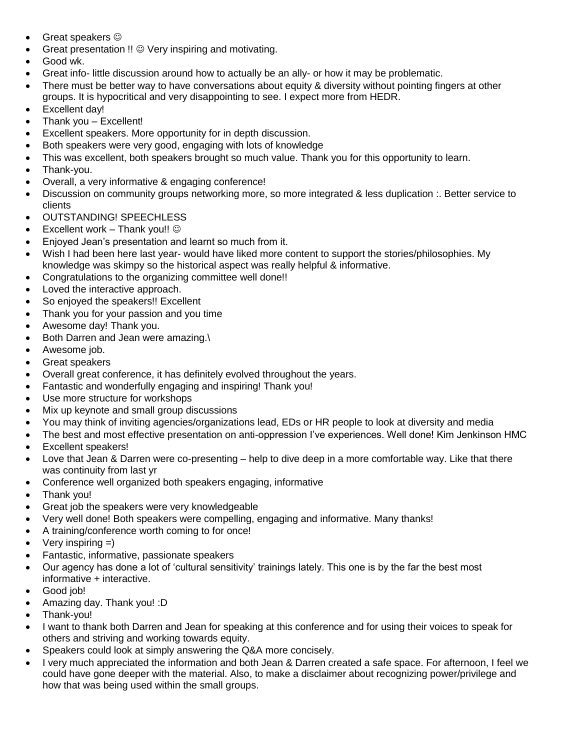- Great speakers ☺
- Great presentation !! ☺ Very inspiring and motivating.
- Good wk.
- Great info- little discussion around how to actually be an ally- or how it may be problematic.
- There must be better way to have conversations about equity & diversity without pointing fingers at other groups. It is hypocritical and very disappointing to see. I expect more from HEDR.
- Excellent day!
- Thank you – Excellent!
- Excellent speakers. More opportunity for in depth discussion.
- Both speakers were very good, engaging with lots of knowledge
- This was excellent, both speakers brought so much value. Thank you for this opportunity to learn.
- Thank-you.
- Overall, a very informative & engaging conference!
- Discussion on community groups networking more, so more integrated & less duplication :. Better service to clients
- OUTSTANDING! SPEECHLESS
- Excellent work – Thank you!! ☺
- Enjoyed Jean's presentation and learnt so much from it.
- Wish I had been here last year- would have liked more content to support the stories/philosophies. My knowledge was skimpy so the historical aspect was really helpful & informative.
- Congratulations to the organizing committee well done!!
- Loved the interactive approach.
- So enjoyed the speakers!! Excellent
- Thank you for your passion and you time
- Awesome day! Thank you.
- Both Darren and Jean were amazing.\
- Awesome job.
- Great speakers
- Overall great conference, it has definitely evolved throughout the years.
- Fantastic and wonderfully engaging and inspiring! Thank you!
- Use more structure for workshops
- Mix up keynote and small group discussions
- You may think of inviting agencies/organizations lead, EDs or HR people to look at diversity and media
- The best and most effective presentation on anti-oppression I've experiences. Well done! Kim Jenkinson HMC
- Excellent speakers!
- Love that Jean & Darren were co-presenting – help to dive deep in a more comfortable way. Like that there was continuity from last yr
- Conference well organized both speakers engaging, informative
- Thank you!
- Great job the speakers were very knowledgeable
- Very well done! Both speakers were compelling, engaging and informative. Many thanks!
- A training/conference worth coming to for once!
- Very inspiring =)
- Fantastic, informative, passionate speakers
- Our agency has done a lot of 'cultural sensitivity' trainings lately. This one is by the far the best most informative + interactive.
- Good job!
- Amazing day. Thank you! :D
- Thank-you!
- I want to thank both Darren and Jean for speaking at this conference and for using their voices to speak for others and striving and working towards equity.
- Speakers could look at simply answering the Q&A more concisely.
- I very much appreciated the information and both Jean & Darren created a safe space. For afternoon, I feel we could have gone deeper with the material. Also, to make a disclaimer about recognizing power/privilege and how that was being used within the small groups.